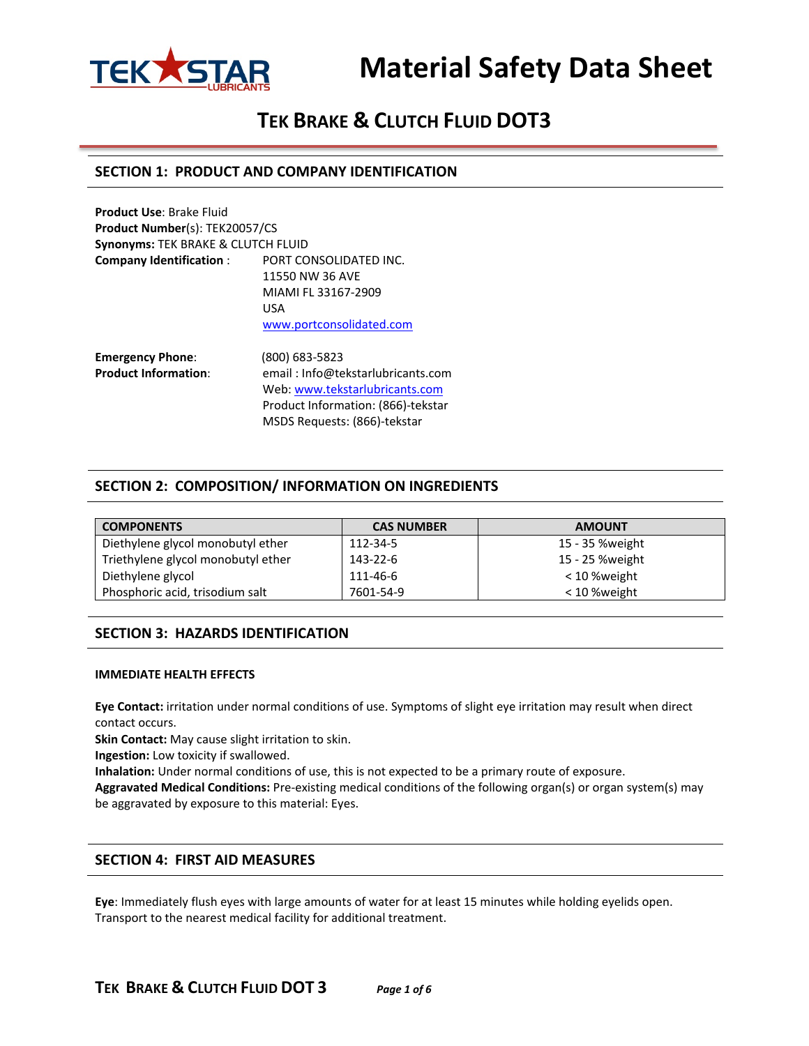# Material Safety Data Sheet

## TEK BRAKE & CLUTCH FLUID DOT3

## SECTION 1: PRODUCT AND COMPANY IDENTIFICATION

**Product Use**: Brake Fluid
**Product Number**(s): TEK20057/CS
**Synonyms:** TEK BRAKE & CLUTCH FLUID
**Company Identification** : PORT CONSOLIDATED INC.
11550 NW 36 AVE
MIAMI FL 33167-2909
USA
www.portconsolidated.com

**Emergency Phone**: (800) 683-5823
**Product Information**: email : Info@tekstarlubricants.com
Web: www.tekstarlubricants.com
Product Information: (866)-tekstar
MSDS Requests: (866)-tekstar

## SECTION 2: COMPOSITION/ INFORMATION ON INGREDIENTS

| COMPONENTS | CAS NUMBER | AMOUNT |
|---|---|---|
| Diethylene glycol monobutyl ether | 112-34-5 | 15 - 35 %weight |
| Triethylene glycol monobutyl ether | 143-22-6 | 15 - 25 %weight |
| Diethylene glycol | 111-46-6 | < 10 %weight |
| Phosphoric acid, trisodium salt | 7601-54-9 | < 10 %weight |

## SECTION 3: HAZARDS IDENTIFICATION

### IMMEDIATE HEALTH EFFECTS

**Eye Contact:** irritation under normal conditions of use. Symptoms of slight eye irritation may result when direct contact occurs.
**Skin Contact:** May cause slight irritation to skin.
**Ingestion:** Low toxicity if swallowed.
**Inhalation:** Under normal conditions of use, this is not expected to be a primary route of exposure.
**Aggravated Medical Conditions:** Pre-existing medical conditions of the following organ(s) or organ system(s) may be aggravated by exposure to this material: Eyes.

## SECTION 4: FIRST AID MEASURES

**Eye**: Immediately flush eyes with large amounts of water for at least 15 minutes while holding eyelids open. Transport to the nearest medical facility for additional treatment.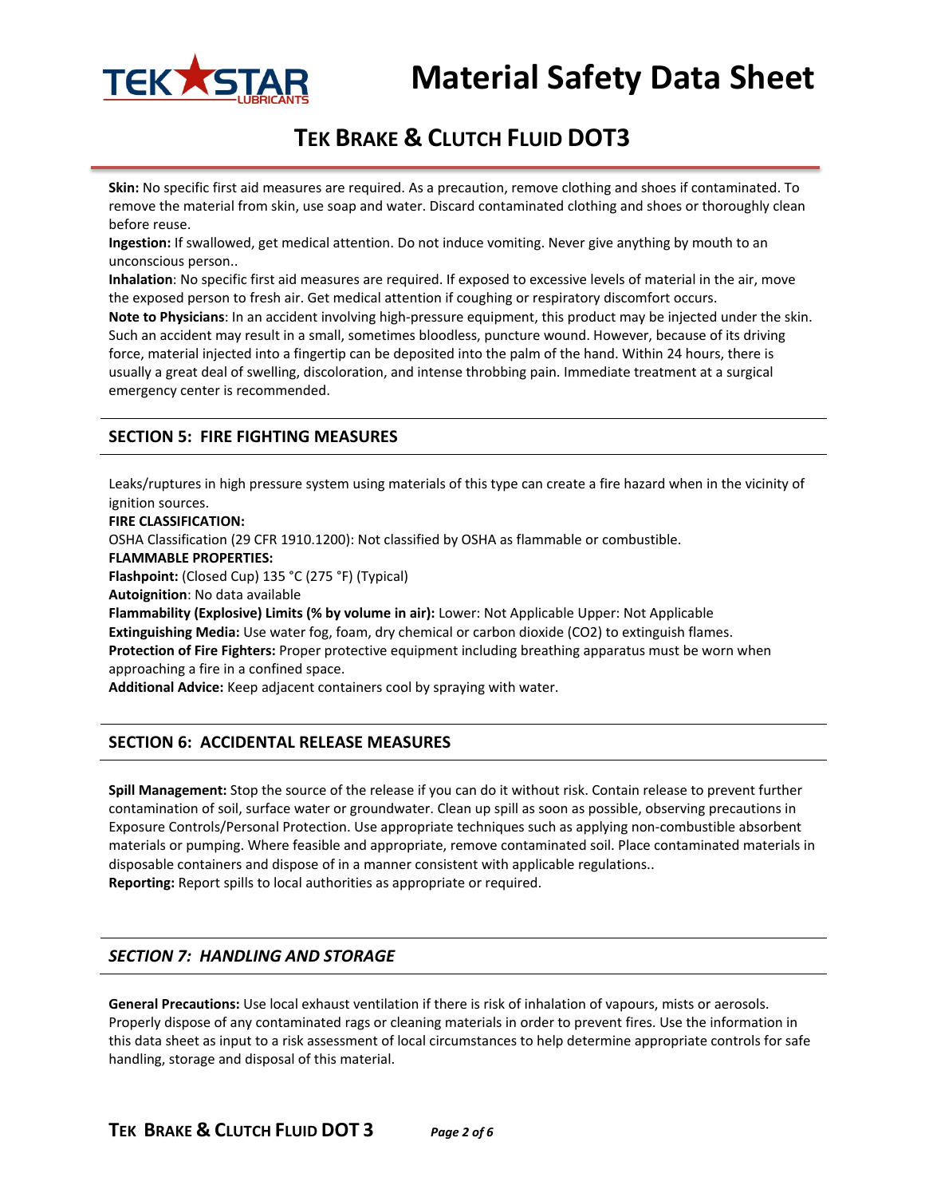**Skin:** No specific first aid measures are required. As a precaution, remove clothing and shoes if contaminated. To remove the material from skin, use soap and water. Discard contaminated clothing and shoes or thoroughly clean before reuse.
**Ingestion:** If swallowed, get medical attention. Do not induce vomiting. Never give anything by mouth to an unconscious person..
**Inhalation**: No specific first aid measures are required. If exposed to excessive levels of material in the air, move the exposed person to fresh air. Get medical attention if coughing or respiratory discomfort occurs.
**Note to Physicians**: In an accident involving high-pressure equipment, this product may be injected under the skin. Such an accident may result in a small, sometimes bloodless, puncture wound. However, because of its driving force, material injected into a fingertip can be deposited into the palm of the hand. Within 24 hours, there is usually a great deal of swelling, discoloration, and intense throbbing pain. Immediate treatment at a surgical emergency center is recommended.

## SECTION 5: FIRE FIGHTING MEASURES

Leaks/ruptures in high pressure system using materials of this type can create a fire hazard when in the vicinity of ignition sources.
**FIRE CLASSIFICATION:**
OSHA Classification (29 CFR 1910.1200): Not classified by OSHA as flammable or combustible.
**FLAMMABLE PROPERTIES:**
**Flashpoint:** (Closed Cup) 135 °C (275 °F) (Typical)
**Autoignition**: No data available
**Flammability (Explosive) Limits (% by volume in air):** Lower: Not Applicable Upper: Not Applicable
**Extinguishing Media:** Use water fog, foam, dry chemical or carbon dioxide ($CO_2$) to extinguish flames.
**Protection of Fire Fighters:** Proper protective equipment including breathing apparatus must be worn when approaching a fire in a confined space.
**Additional Advice:** Keep adjacent containers cool by spraying with water.

## SECTION 6: ACCIDENTAL RELEASE MEASURES

**Spill Management:** Stop the source of the release if you can do it without risk. Contain release to prevent further contamination of soil, surface water or groundwater. Clean up spill as soon as possible, observing precautions in Exposure Controls/Personal Protection. Use appropriate techniques such as applying non-combustible absorbent materials or pumping. Where feasible and appropriate, remove contaminated soil. Place contaminated materials in disposable containers and dispose of in a manner consistent with applicable regulations..
**Reporting:** Report spills to local authorities as appropriate or required.

## *SECTION 7: HANDLING AND STORAGE*

**General Precautions:** Use local exhaust ventilation if there is risk of inhalation of vapours, mists or aerosols. Properly dispose of any contaminated rags or cleaning materials in order to prevent fires. Use the information in this data sheet as input to a risk assessment of local circumstances to help determine appropriate controls for safe handling, storage and disposal of this material.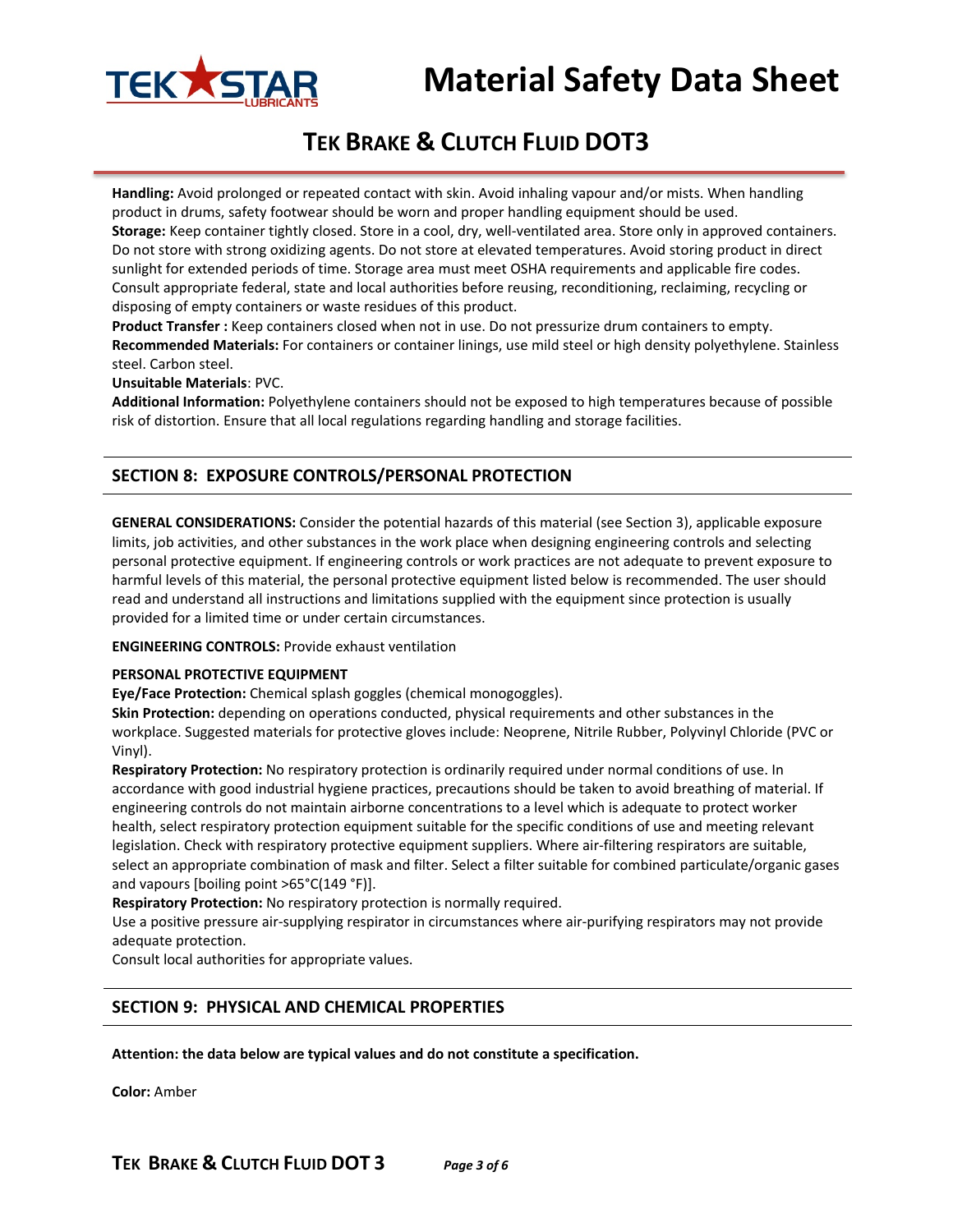**Handling:** Avoid prolonged or repeated contact with skin. Avoid inhaling vapour and/or mists. When handling product in drums, safety footwear should be worn and proper handling equipment should be used.
**Storage:** Keep container tightly closed. Store in a cool, dry, well-ventilated area. Store only in approved containers. Do not store with strong oxidizing agents. Do not store at elevated temperatures. Avoid storing product in direct sunlight for extended periods of time. Storage area must meet OSHA requirements and applicable fire codes. Consult appropriate federal, state and local authorities before reusing, reconditioning, reclaiming, recycling or disposing of empty containers or waste residues of this product.
**Product Transfer :** Keep containers closed when not in use. Do not pressurize drum containers to empty.
**Recommended Materials:** For containers or container linings, use mild steel or high density polyethylene. Stainless steel. Carbon steel.
**Unsuitable Materials**: PVC.
**Additional Information:** Polyethylene containers should not be exposed to high temperatures because of possible risk of distortion. Ensure that all local regulations regarding handling and storage facilities.

## SECTION 8: EXPOSURE CONTROLS/PERSONAL PROTECTION

**GENERAL CONSIDERATIONS:** Consider the potential hazards of this material (see Section 3), applicable exposure limits, job activities, and other substances in the work place when designing engineering controls and selecting personal protective equipment. If engineering controls or work practices are not adequate to prevent exposure to harmful levels of this material, the personal protective equipment listed below is recommended. The user should read and understand all instructions and limitations supplied with the equipment since protection is usually provided for a limited time or under certain circumstances.

**ENGINEERING CONTROLS:** Provide exhaust ventilation

**PERSONAL PROTECTIVE EQUIPMENT**
**Eye/Face Protection:** Chemical splash goggles (chemical monogoggles).
**Skin Protection:** depending on operations conducted, physical requirements and other substances in the workplace. Suggested materials for protective gloves include: Neoprene, Nitrile Rubber, Polyvinyl Chloride (PVC or Vinyl).
**Respiratory Protection:** No respiratory protection is ordinarily required under normal conditions of use. In accordance with good industrial hygiene practices, precautions should be taken to avoid breathing of material. If engineering controls do not maintain airborne concentrations to a level which is adequate to protect worker health, select respiratory protection equipment suitable for the specific conditions of use and meeting relevant legislation. Check with respiratory protective equipment suppliers. Where air-filtering respirators are suitable, select an appropriate combination of mask and filter. Select a filter suitable for combined particulate/organic gases and vapours [boiling point >65°C(149 °F)].
**Respiratory Protection:** No respiratory protection is normally required.
Use a positive pressure air-supplying respirator in circumstances where air-purifying respirators may not provide adequate protection.
Consult local authorities for appropriate values.

## SECTION 9: PHYSICAL AND CHEMICAL PROPERTIES

**Attention: the data below are typical values and do not constitute a specification.**

**Color:** Amber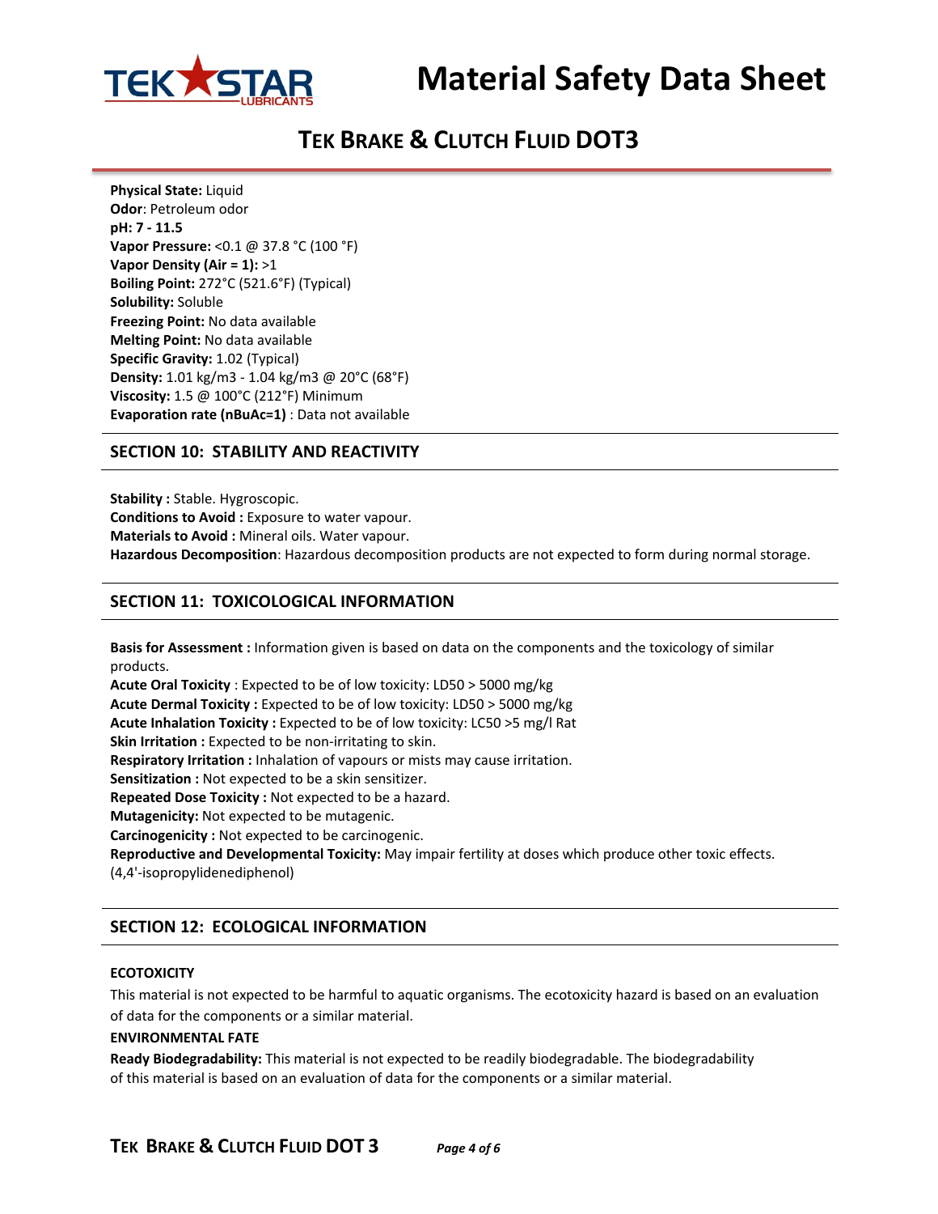**Physical State:** Liquid
**Odor**: Petroleum odor
**pH: 7 - 11.5**
**Vapor Pressure:** <0.1 @ 37.8 °C (100 °F)
**Vapor Density (Air = 1):** >1
**Boiling Point:** 272°C (521.6°F) (Typical)
**Solubility:** Soluble
**Freezing Point:** No data available
**Melting Point:** No data available
**Specific Gravity:** 1.02 (Typical)
**Density:** 1.01 kg/m3 - 1.04 kg/m3 @ 20°C (68°F)
**Viscosity:** 1.5 @ 100°C (212°F) Minimum
**Evaporation rate (nBuAc=1)** : Data not available

## SECTION 10: STABILITY AND REACTIVITY

**Stability :** Stable. Hygroscopic.
**Conditions to Avoid :** Exposure to water vapour.
**Materials to Avoid :** Mineral oils. Water vapour.
**Hazardous Decomposition**: Hazardous decomposition products are not expected to form during normal storage.

## SECTION 11: TOXICOLOGICAL INFORMATION

**Basis for Assessment :** Information given is based on data on the components and the toxicology of similar products.
**Acute Oral Toxicity** : Expected to be of low toxicity: LD50 > 5000 mg/kg
**Acute Dermal Toxicity :** Expected to be of low toxicity: LD50 > 5000 mg/kg
**Acute Inhalation Toxicity :** Expected to be of low toxicity: LC50 >5 mg/l Rat
**Skin Irritation :** Expected to be non-irritating to skin.
**Respiratory Irritation :** Inhalation of vapours or mists may cause irritation.
**Sensitization :** Not expected to be a skin sensitizer.
**Repeated Dose Toxicity :** Not expected to be a hazard.
**Mutagenicity:** Not expected to be mutagenic.
**Carcinogenicity :** Not expected to be carcinogenic.
**Reproductive and Developmental Toxicity:** May impair fertility at doses which produce other toxic effects. (4,4'-isopropylidenediphenol)

## SECTION 12: ECOLOGICAL INFORMATION

**ECOTOXICITY**

This material is not expected to be harmful to aquatic organisms. The ecotoxicity hazard is based on an evaluation of data for the components or a similar material.

**ENVIRONMENTAL FATE**

**Ready Biodegradability:** This material is not expected to be readily biodegradable. The biodegradability of this material is based on an evaluation of data for the components or a similar material.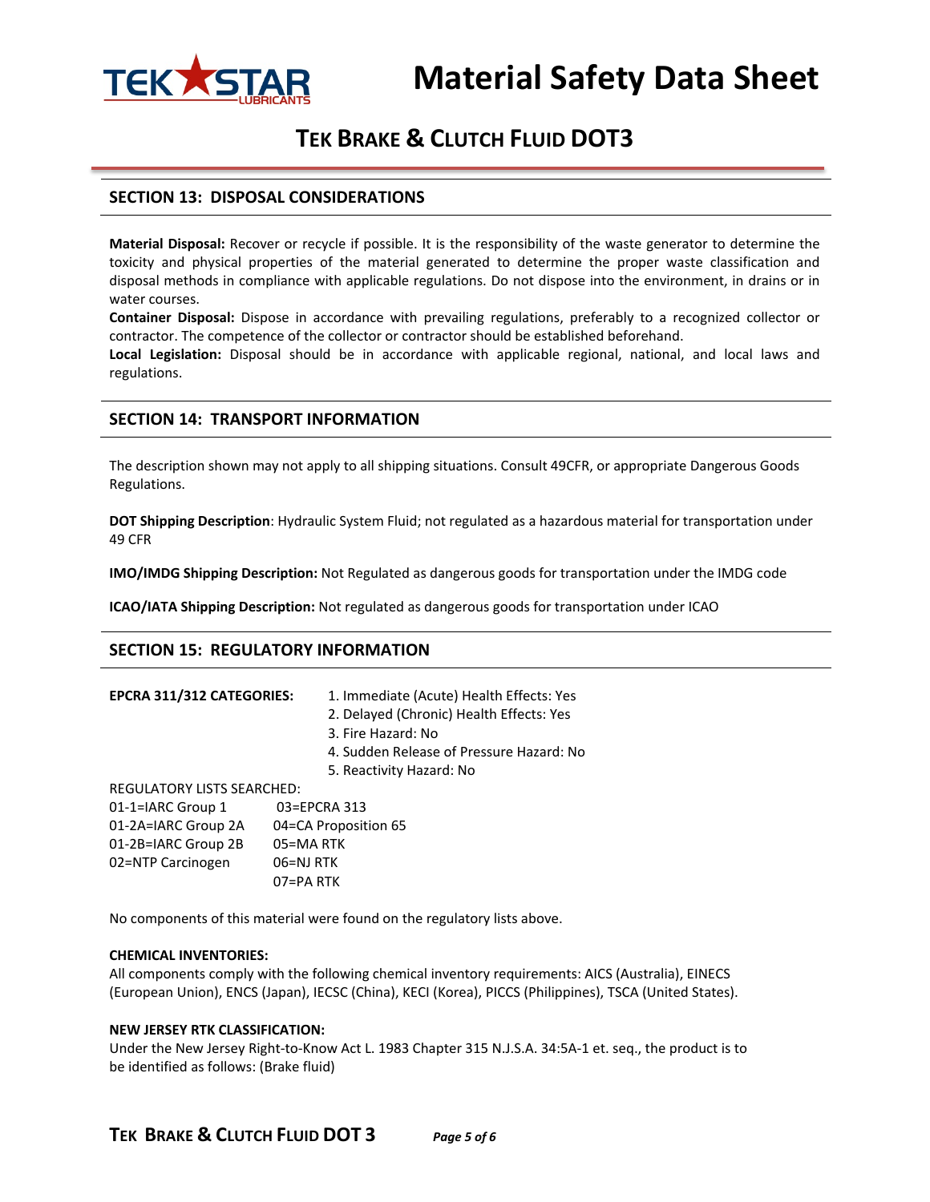## SECTION 13: DISPOSAL CONSIDERATIONS

**Material Disposal:** Recover or recycle if possible. It is the responsibility of the waste generator to determine the toxicity and physical properties of the material generated to determine the proper waste classification and disposal methods in compliance with applicable regulations. Do not dispose into the environment, in drains or in water courses.
**Container Disposal:** Dispose in accordance with prevailing regulations, preferably to a recognized collector or contractor. The competence of the collector or contractor should be established beforehand.
**Local Legislation:** Disposal should be in accordance with applicable regional, national, and local laws and regulations.

## SECTION 14: TRANSPORT INFORMATION

The description shown may not apply to all shipping situations. Consult 49CFR, or appropriate Dangerous Goods Regulations.

**DOT Shipping Description**: Hydraulic System Fluid; not regulated as a hazardous material for transportation under 49 CFR

**IMO/IMDG Shipping Description:** Not Regulated as dangerous goods for transportation under the IMDG code

**ICAO/IATA Shipping Description:** Not regulated as dangerous goods for transportation under ICAO

## SECTION 15: REGULATORY INFORMATION

**EPCRA 311/312 CATEGORIES:**

1. Immediate (Acute) Health Effects: Yes
2. Delayed (Chronic) Health Effects: Yes
3. Fire Hazard: No
4. Sudden Release of Pressure Hazard: No
5. Reactivity Hazard: No

REGULATORY LISTS SEARCHED:

| | |
|---|---|
| 01-1=IARC Group 1 | 03=EPCRA 313 |
| 01-2A=IARC Group 2A | 04=CA Proposition 65 |
| 01-2B=IARC Group 2B | 05=MA RTK |
| 02=NTP Carcinogen | 06=NJ RTK |
| | 07=PA RTK |

No components of this material were found on the regulatory lists above.

**CHEMICAL INVENTORIES:**
All components comply with the following chemical inventory requirements: AICS (Australia), EINECS (European Union), ENCS (Japan), IECSC (China), KECI (Korea), PICCS (Philippines), TSCA (United States).

**NEW JERSEY RTK CLASSIFICATION:**
Under the New Jersey Right-to-Know Act L. 1983 Chapter 315 N.J.S.A. 34:5A-1 et. seq., the product is to be identified as follows: (Brake fluid)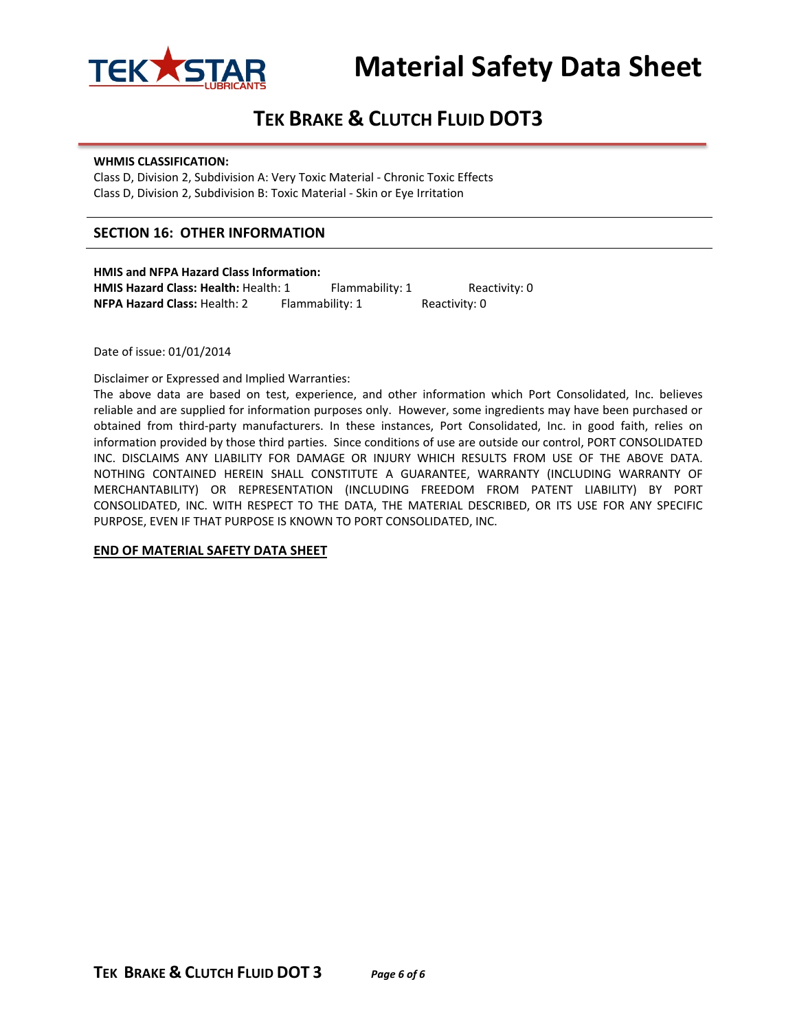**WHMIS CLASSIFICATION:**
Class D, Division 2, Subdivision A: Very Toxic Material - Chronic Toxic Effects
Class D, Division 2, Subdivision B: Toxic Material - Skin or Eye Irritation

## SECTION 16: OTHER INFORMATION

**HMIS and NFPA Hazard Class Information:**
**HMIS Hazard Class: Health:** Health: 1 Flammability: 1 Reactivity: 0
**NFPA Hazard Class:** Health: 2 Flammability: 1 Reactivity: 0

Date of issue: 01/01/2014

Disclaimer or Expressed and Implied Warranties:
The above data are based on test, experience, and other information which Port Consolidated, Inc. believes reliable and are supplied for information purposes only. However, some ingredients may have been purchased or obtained from third-party manufacturers. In these instances, Port Consolidated, Inc. in good faith, relies on information provided by those third parties. Since conditions of use are outside our control, PORT CONSOLIDATED INC. DISCLAIMS ANY LIABILITY FOR DAMAGE OR INJURY WHICH RESULTS FROM USE OF THE ABOVE DATA. NOTHING CONTAINED HEREIN SHALL CONSTITUTE A GUARANTEE, WARRANTY (INCLUDING WARRANTY OF MERCHANTABILITY) OR REPRESENTATION (INCLUDING FREEDOM FROM PATENT LIABILITY) BY PORT CONSOLIDATED, INC. WITH RESPECT TO THE DATA, THE MATERIAL DESCRIBED, OR ITS USE FOR ANY SPECIFIC PURPOSE, EVEN IF THAT PURPOSE IS KNOWN TO PORT CONSOLIDATED, INC.

**END OF MATERIAL SAFETY DATA SHEET**